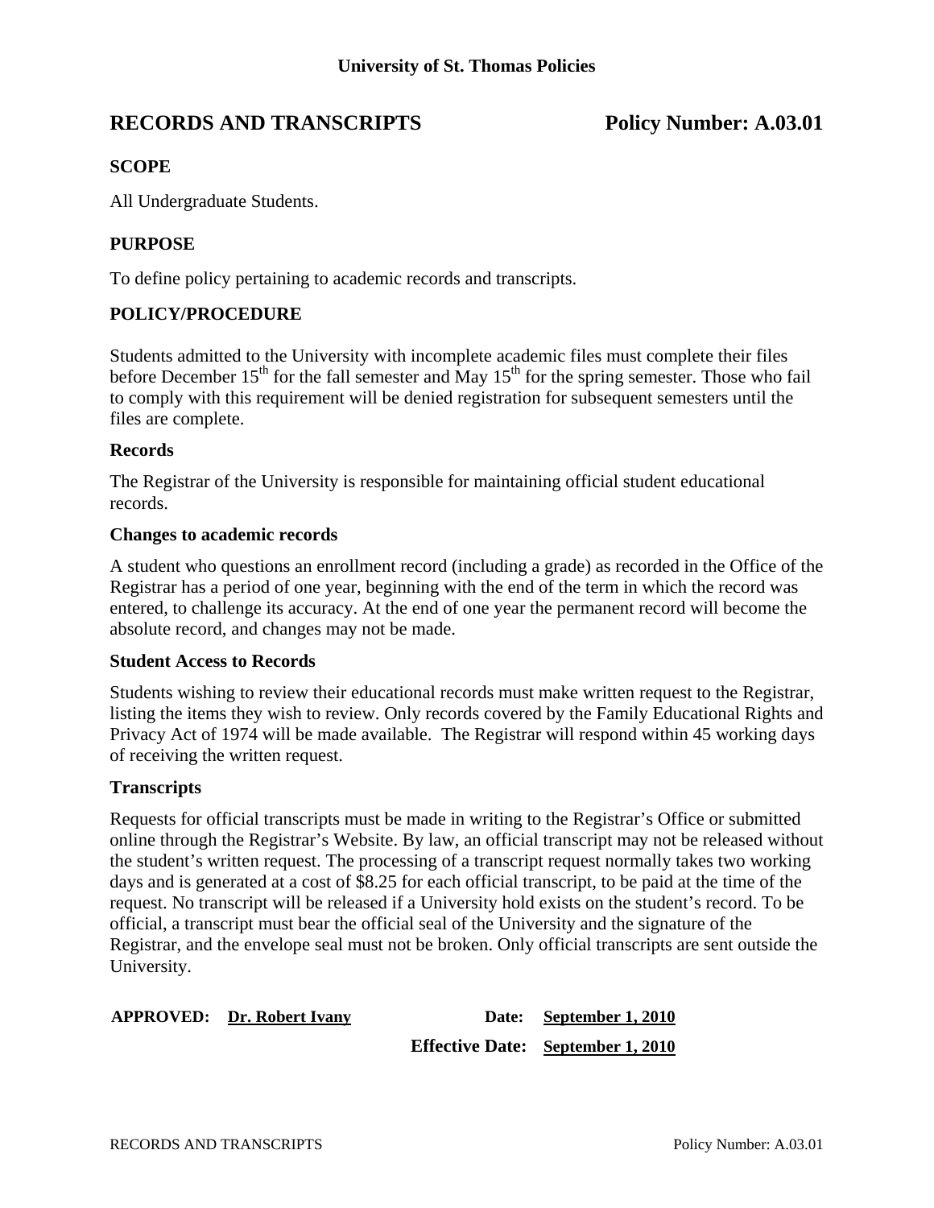**University of St. Thomas Policies**

# RECORDS AND TRANSCRIPTS — Policy Number: A.03.01

## SCOPE

All Undergraduate Students.

## PURPOSE

To define policy pertaining to academic records and transcripts.

## POLICY/PROCEDURE

Students admitted to the University with incomplete academic files must complete their files before December 15th for the fall semester and May 15th for the spring semester. Those who fail to comply with this requirement will be denied registration for subsequent semesters until the files are complete.

### Records

The Registrar of the University is responsible for maintaining official student educational records.

### Changes to academic records

A student who questions an enrollment record (including a grade) as recorded in the Office of the Registrar has a period of one year, beginning with the end of the term in which the record was entered, to challenge its accuracy. At the end of one year the permanent record will become the absolute record, and changes may not be made.

### Student Access to Records

Students wishing to review their educational records must make written request to the Registrar, listing the items they wish to review. Only records covered by the Family Educational Rights and Privacy Act of 1974 will be made available. The Registrar will respond within 45 working days of receiving the written request.

### Transcripts

Requests for official transcripts must be made in writing to the Registrar's Office or submitted online through the Registrar's Website. By law, an official transcript may not be released without the student's written request. The processing of a transcript request normally takes two working days and is generated at a cost of $8.25 for each official transcript, to be paid at the time of the request. No transcript will be released if a University hold exists on the student's record. To be official, a transcript must bear the official seal of the University and the signature of the Registrar, and the envelope seal must not be broken. Only official transcripts are sent outside the University.

**APPROVED:** **Dr. Robert Ivany** — **Date:** **September 1, 2010**

**Effective Date:** **September 1, 2010**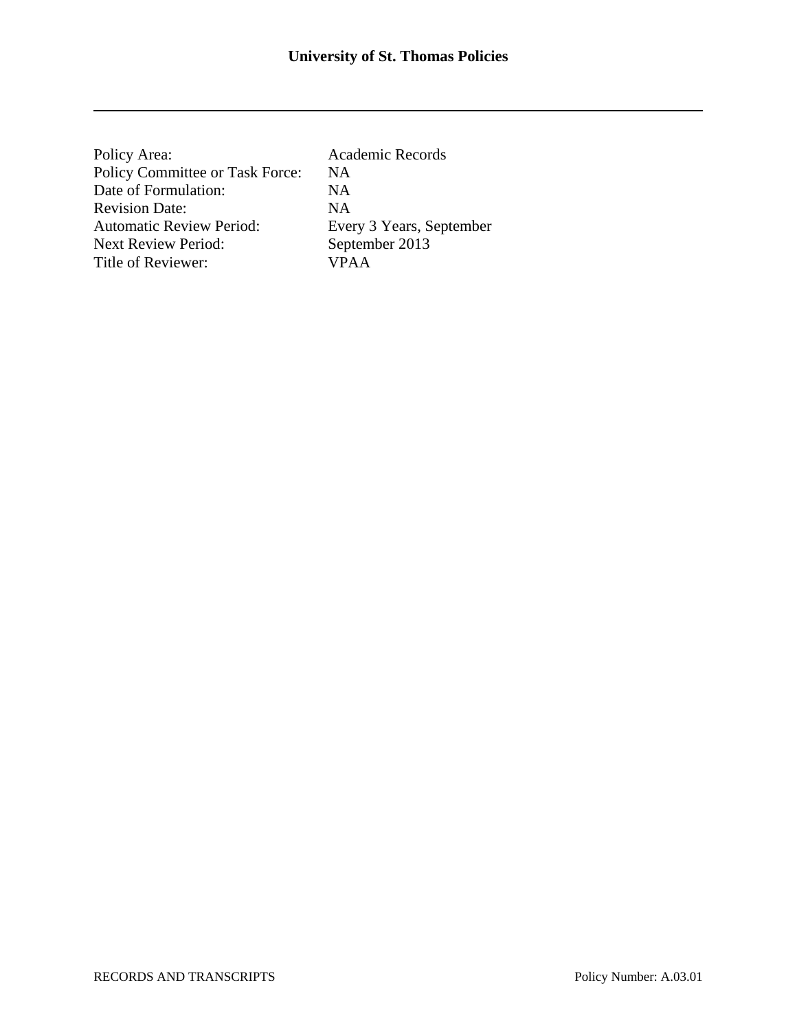**University of St. Thomas Policies**

---

| | |
|---|---|
| Policy Area: | Academic Records |
| Policy Committee or Task Force: | NA |
| Date of Formulation: | NA |
| Revision Date: | NA |
| Automatic Review Period: | Every 3 Years, September |
| Next Review Period: | September 2013 |
| Title of Reviewer: | VPAA |